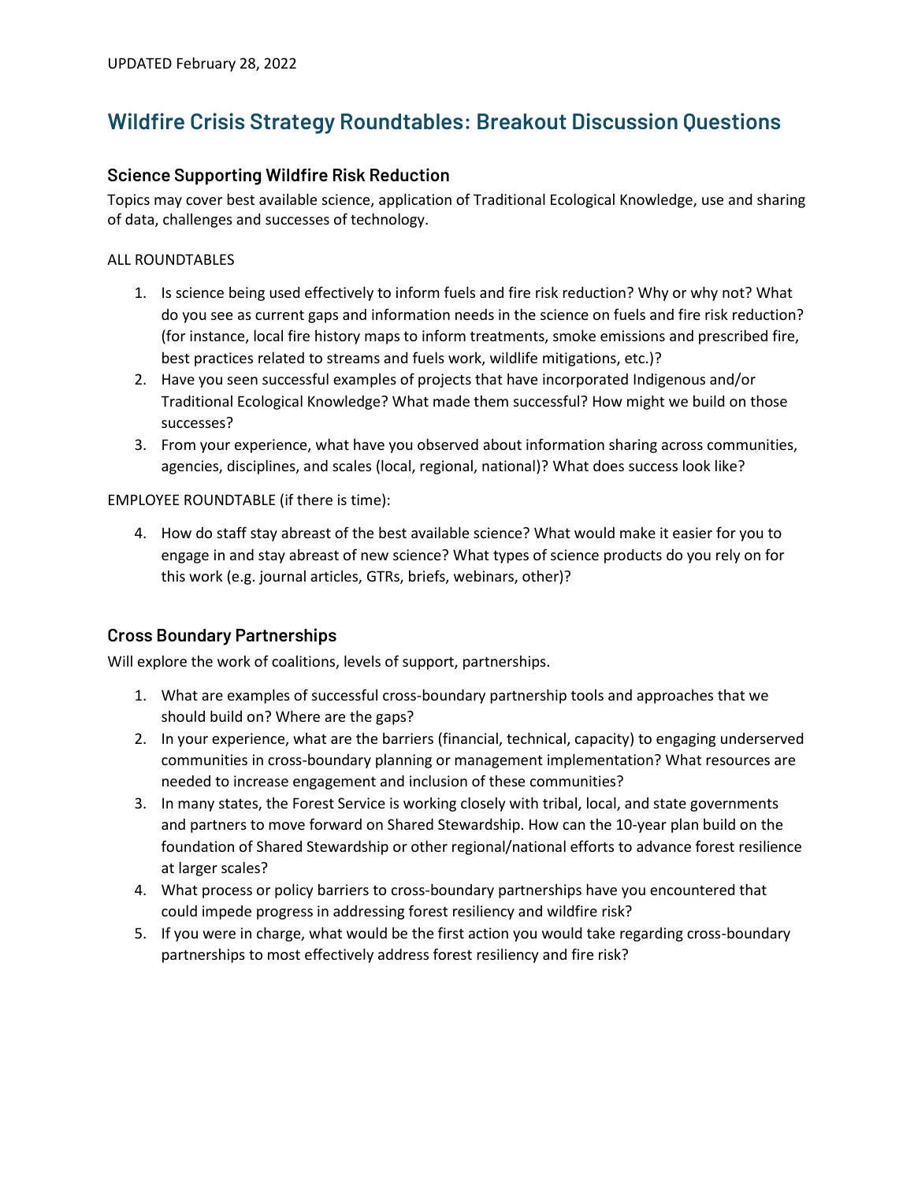UPDATED February 28, 2022

# Wildfire Crisis Strategy Roundtables: Breakout Discussion Questions

## Science Supporting Wildfire Risk Reduction

Topics may cover best available science, application of Traditional Ecological Knowledge, use and sharing of data, challenges and successes of technology.

ALL ROUNDTABLES

1. Is science being used effectively to inform fuels and fire risk reduction? Why or why not? What do you see as current gaps and information needs in the science on fuels and fire risk reduction? (for instance, local fire history maps to inform treatments, smoke emissions and prescribed fire, best practices related to streams and fuels work, wildlife mitigations, etc.)?
2. Have you seen successful examples of projects that have incorporated Indigenous and/or Traditional Ecological Knowledge? What made them successful? How might we build on those successes?
3. From your experience, what have you observed about information sharing across communities, agencies, disciplines, and scales (local, regional, national)? What does success look like?

EMPLOYEE ROUNDTABLE (if there is time):

4. How do staff stay abreast of the best available science? What would make it easier for you to engage in and stay abreast of new science? What types of science products do you rely on for this work (e.g. journal articles, GTRs, briefs, webinars, other)?

## Cross Boundary Partnerships

Will explore the work of coalitions, levels of support, partnerships.

1. What are examples of successful cross-boundary partnership tools and approaches that we should build on? Where are the gaps?
2. In your experience, what are the barriers (financial, technical, capacity) to engaging underserved communities in cross-boundary planning or management implementation? What resources are needed to increase engagement and inclusion of these communities?
3. In many states, the Forest Service is working closely with tribal, local, and state governments and partners to move forward on Shared Stewardship. How can the 10-year plan build on the foundation of Shared Stewardship or other regional/national efforts to advance forest resilience at larger scales?
4. What process or policy barriers to cross-boundary partnerships have you encountered that could impede progress in addressing forest resiliency and wildfire risk?
5. If you were in charge, what would be the first action you would take regarding cross-boundary partnerships to most effectively address forest resiliency and fire risk?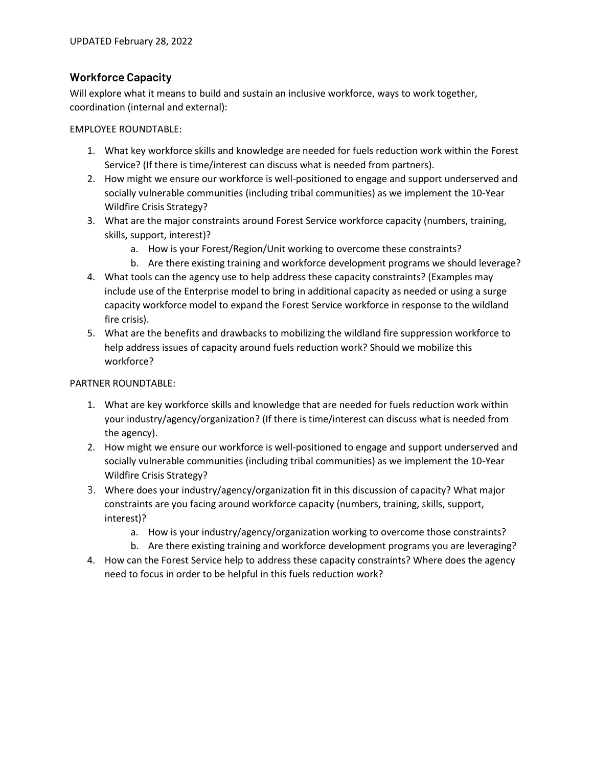UPDATED February 28, 2022

## Workforce Capacity

Will explore what it means to build and sustain an inclusive workforce, ways to work together, coordination (internal and external):

EMPLOYEE ROUNDTABLE:

1. What key workforce skills and knowledge are needed for fuels reduction work within the Forest Service? (If there is time/interest can discuss what is needed from partners).
2. How might we ensure our workforce is well-positioned to engage and support underserved and socially vulnerable communities (including tribal communities) as we implement the 10-Year Wildfire Crisis Strategy?
3. What are the major constraints around Forest Service workforce capacity (numbers, training, skills, support, interest)?
    a. How is your Forest/Region/Unit working to overcome these constraints?
    b. Are there existing training and workforce development programs we should leverage?
4. What tools can the agency use to help address these capacity constraints? (Examples may include use of the Enterprise model to bring in additional capacity as needed or using a surge capacity workforce model to expand the Forest Service workforce in response to the wildland fire crisis).
5. What are the benefits and drawbacks to mobilizing the wildland fire suppression workforce to help address issues of capacity around fuels reduction work? Should we mobilize this workforce?

PARTNER ROUNDTABLE:

1. What are key workforce skills and knowledge that are needed for fuels reduction work within your industry/agency/organization? (If there is time/interest can discuss what is needed from the agency).
2. How might we ensure our workforce is well-positioned to engage and support underserved and socially vulnerable communities (including tribal communities) as we implement the 10-Year Wildfire Crisis Strategy?
3. Where does your industry/agency/organization fit in this discussion of capacity? What major constraints are you facing around workforce capacity (numbers, training, skills, support, interest)?
    a. How is your industry/agency/organization working to overcome those constraints?
    b. Are there existing training and workforce development programs you are leveraging?
4. How can the Forest Service help to address these capacity constraints? Where does the agency need to focus in order to be helpful in this fuels reduction work?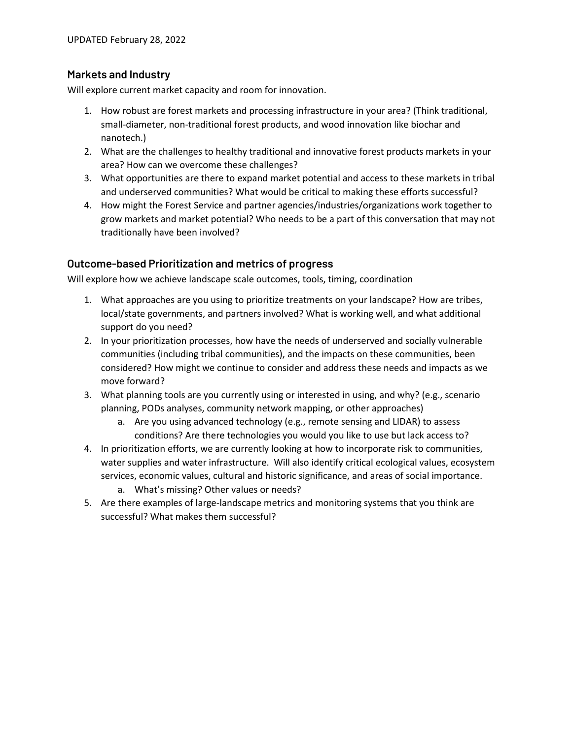UPDATED February 28, 2022

## Markets and Industry

Will explore current market capacity and room for innovation.

1. How robust are forest markets and processing infrastructure in your area? (Think traditional, small-diameter, non-traditional forest products, and wood innovation like biochar and nanotech.)
2. What are the challenges to healthy traditional and innovative forest products markets in your area? How can we overcome these challenges?
3. What opportunities are there to expand market potential and access to these markets in tribal and underserved communities? What would be critical to making these efforts successful?
4. How might the Forest Service and partner agencies/industries/organizations work together to grow markets and market potential? Who needs to be a part of this conversation that may not traditionally have been involved?

## Outcome-based Prioritization and metrics of progress

Will explore how we achieve landscape scale outcomes, tools, timing, coordination

1. What approaches are you using to prioritize treatments on your landscape? How are tribes, local/state governments, and partners involved? What is working well, and what additional support do you need?
2. In your prioritization processes, how have the needs of underserved and socially vulnerable communities (including tribal communities), and the impacts on these communities, been considered? How might we continue to consider and address these needs and impacts as we move forward?
3. What planning tools are you currently using or interested in using, and why? (e.g., scenario planning, PODs analyses, community network mapping, or other approaches)
   a. Are you using advanced technology (e.g., remote sensing and LIDAR) to assess conditions? Are there technologies you would you like to use but lack access to?
4. In prioritization efforts, we are currently looking at how to incorporate risk to communities, water supplies and water infrastructure. Will also identify critical ecological values, ecosystem services, economic values, cultural and historic significance, and areas of social importance.
   a. What's missing? Other values or needs?
5. Are there examples of large-landscape metrics and monitoring systems that you think are successful? What makes them successful?